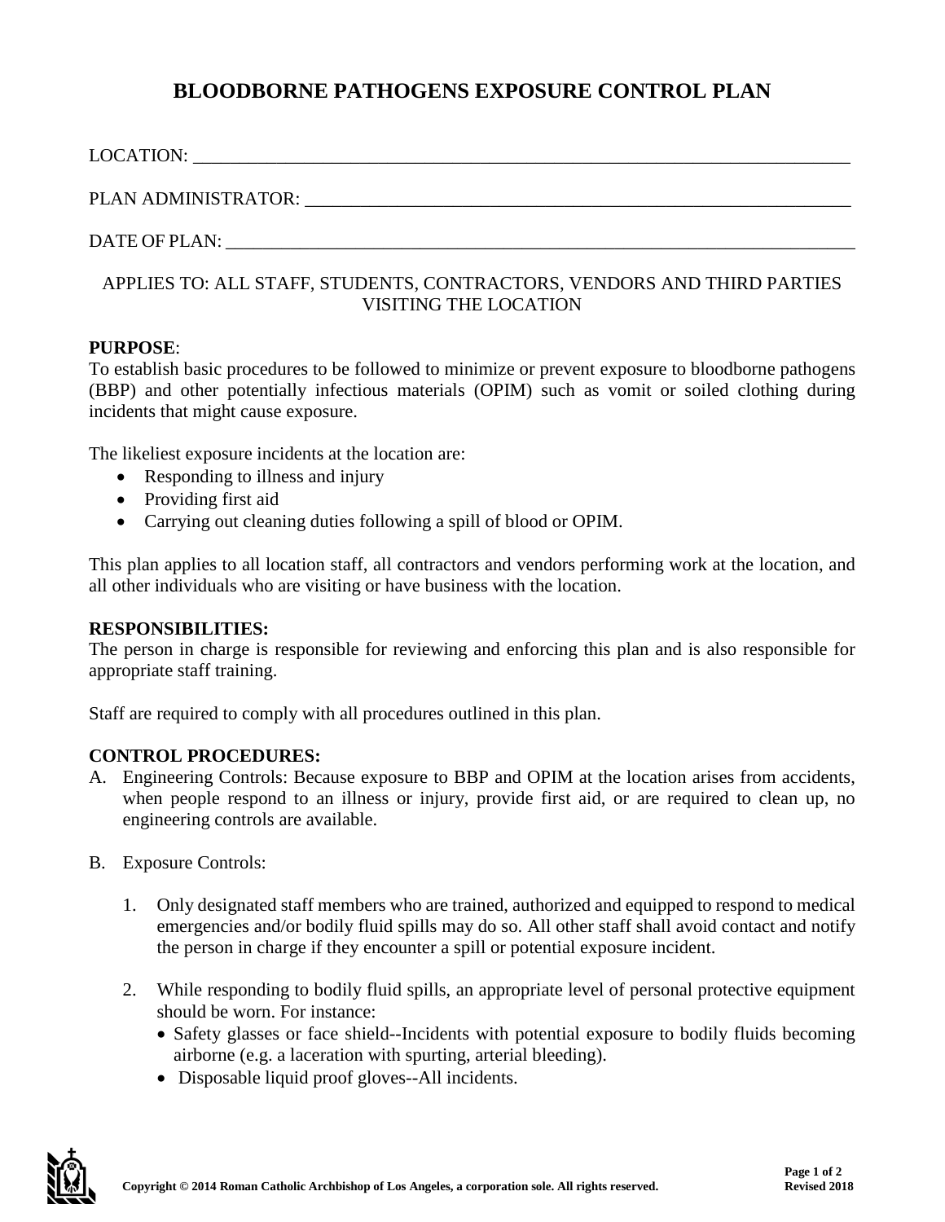# BLOODBORNE PATHOGENS EXPOSURE CONTROL PLAN

LOCATION: ___________________________________________________________________________

PLAN ADMINISTRATOR: _______________________________________________________________

DATE OF PLAN: _____________________________________________________________________

APPLIES TO: ALL STAFF, STUDENTS, CONTRACTORS, VENDORS AND THIRD PARTIES VISITING THE LOCATION

**PURPOSE**:
To establish basic procedures to be followed to minimize or prevent exposure to bloodborne pathogens (BBP) and other potentially infectious materials (OPIM) such as vomit or soiled clothing during incidents that might cause exposure.

The likeliest exposure incidents at the location are:

- Responding to illness and injury
- Providing first aid
- Carrying out cleaning duties following a spill of blood or OPIM.

This plan applies to all location staff, all contractors and vendors performing work at the location, and all other individuals who are visiting or have business with the location.

**RESPONSIBILITIES:**
The person in charge is responsible for reviewing and enforcing this plan and is also responsible for appropriate staff training.

Staff are required to comply with all procedures outlined in this plan.

**CONTROL PROCEDURES:**

A. Engineering Controls: Because exposure to BBP and OPIM at the location arises from accidents, when people respond to an illness or injury, provide first aid, or are required to clean up, no engineering controls are available.

B. Exposure Controls:

   1. Only designated staff members who are trained, authorized and equipped to respond to medical emergencies and/or bodily fluid spills may do so. All other staff shall avoid contact and notify the person in charge if they encounter a spill or potential exposure incident.

   2. While responding to bodily fluid spills, an appropriate level of personal protective equipment should be worn. For instance:
      - Safety glasses or face shield--Incidents with potential exposure to bodily fluids becoming airborne (e.g. a laceration with spurting, arterial bleeding).
      - Disposable liquid proof gloves--All incidents.

Copyright © 2014 Roman Catholic Archbishop of Los Angeles, a corporation sole. All rights reserved.

Revised 2018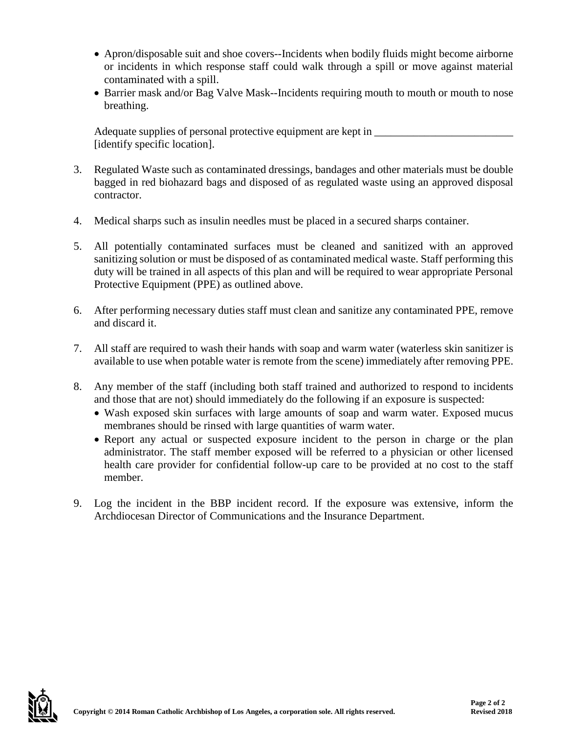- Apron/disposable suit and shoe covers--Incidents when bodily fluids might become airborne or incidents in which response staff could walk through a spill or move against material contaminated with a spill.
- Barrier mask and/or Bag Valve Mask--Incidents requiring mouth to mouth or mouth to nose breathing.

Adequate supplies of personal protective equipment are kept in _________________________ [identify specific location].

3. Regulated Waste such as contaminated dressings, bandages and other materials must be double bagged in red biohazard bags and disposed of as regulated waste using an approved disposal contractor.

4. Medical sharps such as insulin needles must be placed in a secured sharps container.

5. All potentially contaminated surfaces must be cleaned and sanitized with an approved sanitizing solution or must be disposed of as contaminated medical waste. Staff performing this duty will be trained in all aspects of this plan and will be required to wear appropriate Personal Protective Equipment (PPE) as outlined above.

6. After performing necessary duties staff must clean and sanitize any contaminated PPE, remove and discard it.

7. All staff are required to wash their hands with soap and warm water (waterless skin sanitizer is available to use when potable water is remote from the scene) immediately after removing PPE.

8. Any member of the staff (including both staff trained and authorized to respond to incidents and those that are not) should immediately do the following if an exposure is suspected:
   - Wash exposed skin surfaces with large amounts of soap and warm water. Exposed mucus membranes should be rinsed with large quantities of warm water.
   - Report any actual or suspected exposure incident to the person in charge or the plan administrator. The staff member exposed will be referred to a physician or other licensed health care provider for confidential follow-up care to be provided at no cost to the staff member.

9. Log the incident in the BBP incident record. If the exposure was extensive, inform the Archdiocesan Director of Communications and the Insurance Department.